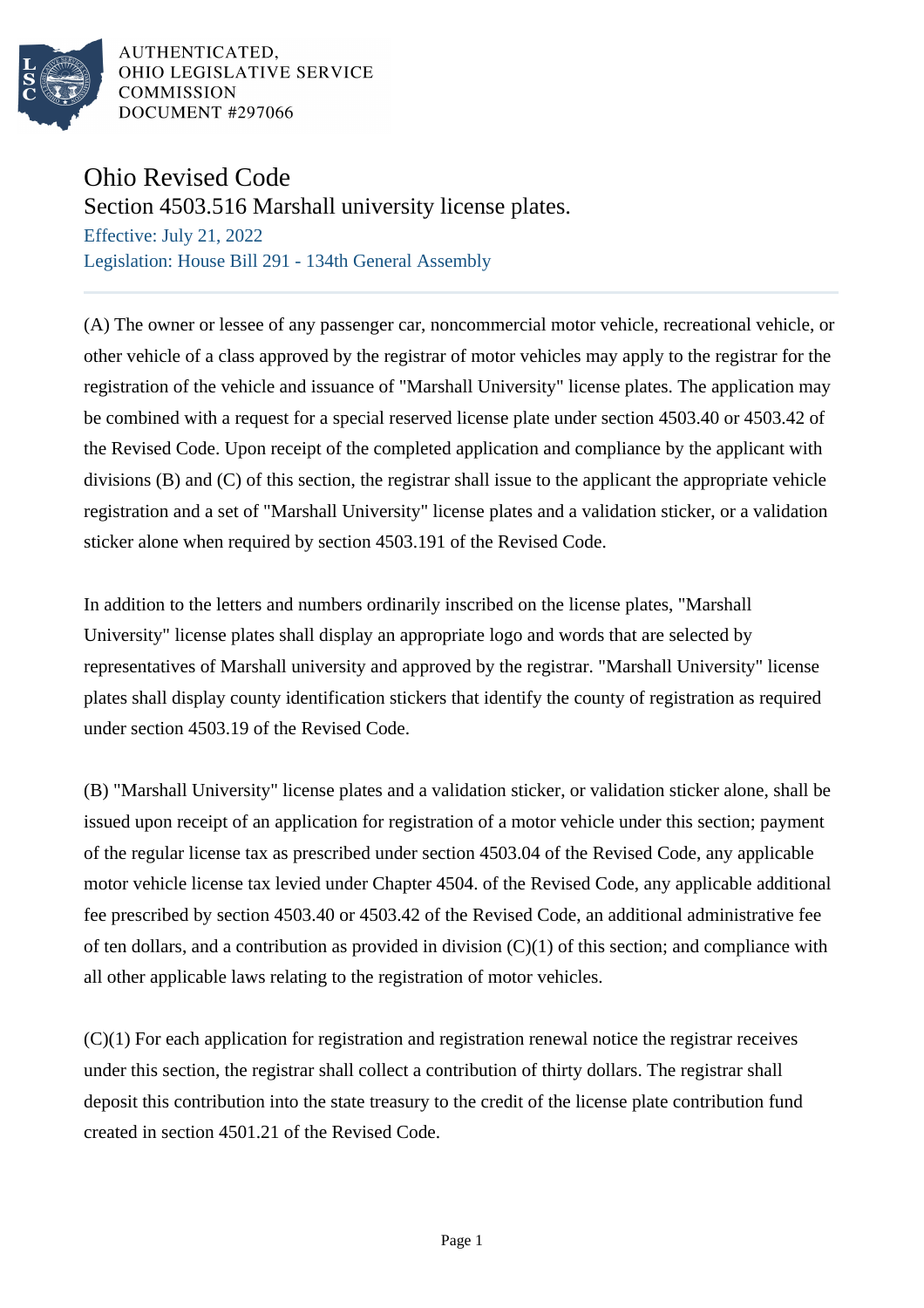AUTHENTICATED,
OHIO LEGISLATIVE SERVICE
COMMISSION
DOCUMENT #297066

# Ohio Revised Code

## Section 4503.516 Marshall university license plates.

Effective: July 21, 2022

Legislation: House Bill 291 - 134th General Assembly

---

(A) The owner or lessee of any passenger car, noncommercial motor vehicle, recreational vehicle, or other vehicle of a class approved by the registrar of motor vehicles may apply to the registrar for the registration of the vehicle and issuance of "Marshall University" license plates. The application may be combined with a request for a special reserved license plate under section 4503.40 or 4503.42 of the Revised Code. Upon receipt of the completed application and compliance by the applicant with divisions (B) and (C) of this section, the registrar shall issue to the applicant the appropriate vehicle registration and a set of "Marshall University" license plates and a validation sticker, or a validation sticker alone when required by section 4503.191 of the Revised Code.

In addition to the letters and numbers ordinarily inscribed on the license plates, "Marshall University" license plates shall display an appropriate logo and words that are selected by representatives of Marshall university and approved by the registrar. "Marshall University" license plates shall display county identification stickers that identify the county of registration as required under section 4503.19 of the Revised Code.

(B) "Marshall University" license plates and a validation sticker, or validation sticker alone, shall be issued upon receipt of an application for registration of a motor vehicle under this section; payment of the regular license tax as prescribed under section 4503.04 of the Revised Code, any applicable motor vehicle license tax levied under Chapter 4504. of the Revised Code, any applicable additional fee prescribed by section 4503.40 or 4503.42 of the Revised Code, an additional administrative fee of ten dollars, and a contribution as provided in division (C)(1) of this section; and compliance with all other applicable laws relating to the registration of motor vehicles.

(C)(1) For each application for registration and registration renewal notice the registrar receives under this section, the registrar shall collect a contribution of thirty dollars. The registrar shall deposit this contribution into the state treasury to the credit of the license plate contribution fund created in section 4501.21 of the Revised Code.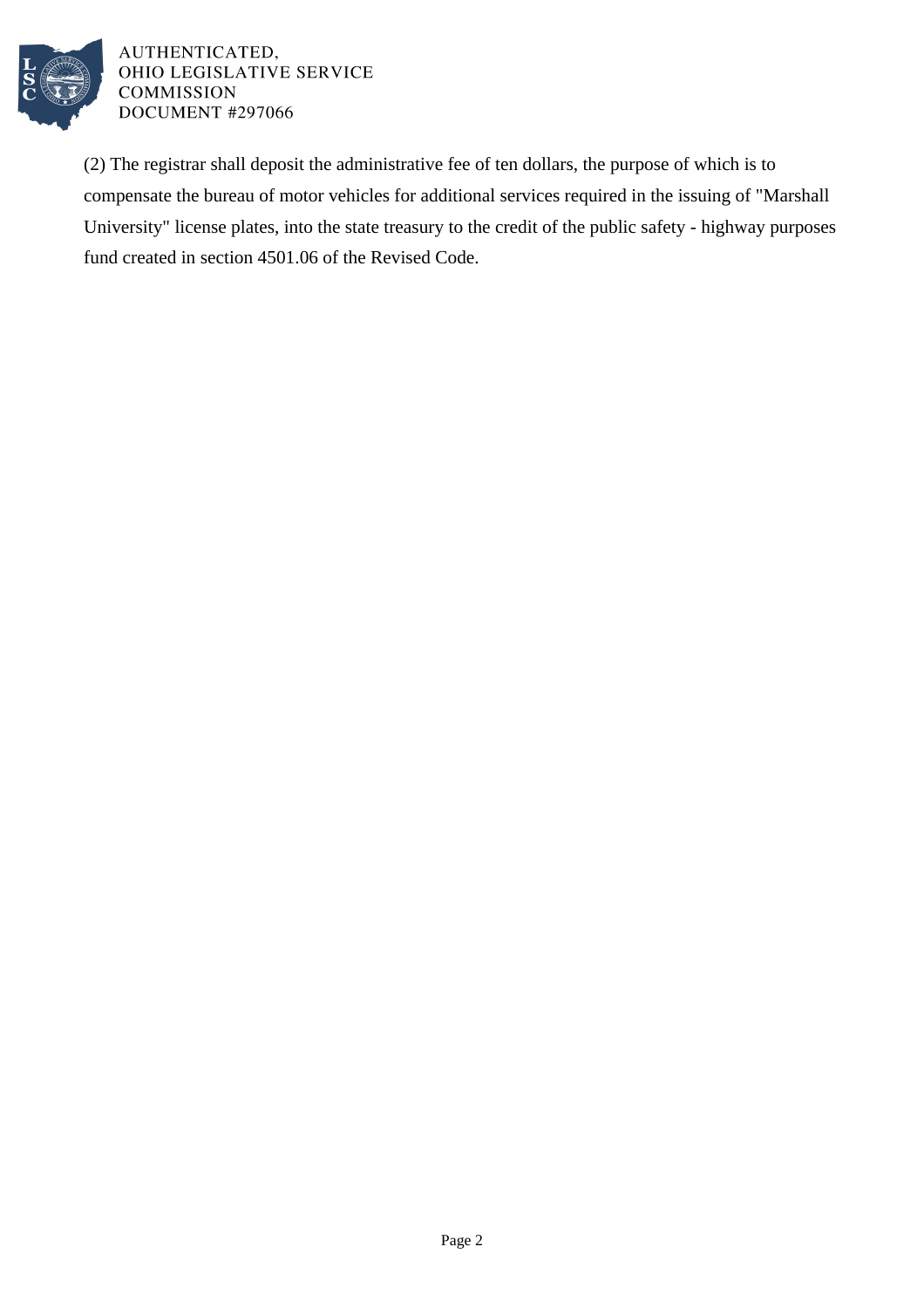(2) The registrar shall deposit the administrative fee of ten dollars, the purpose of which is to compensate the bureau of motor vehicles for additional services required in the issuing of "Marshall University" license plates, into the state treasury to the credit of the public safety - highway purposes fund created in section 4501.06 of the Revised Code.